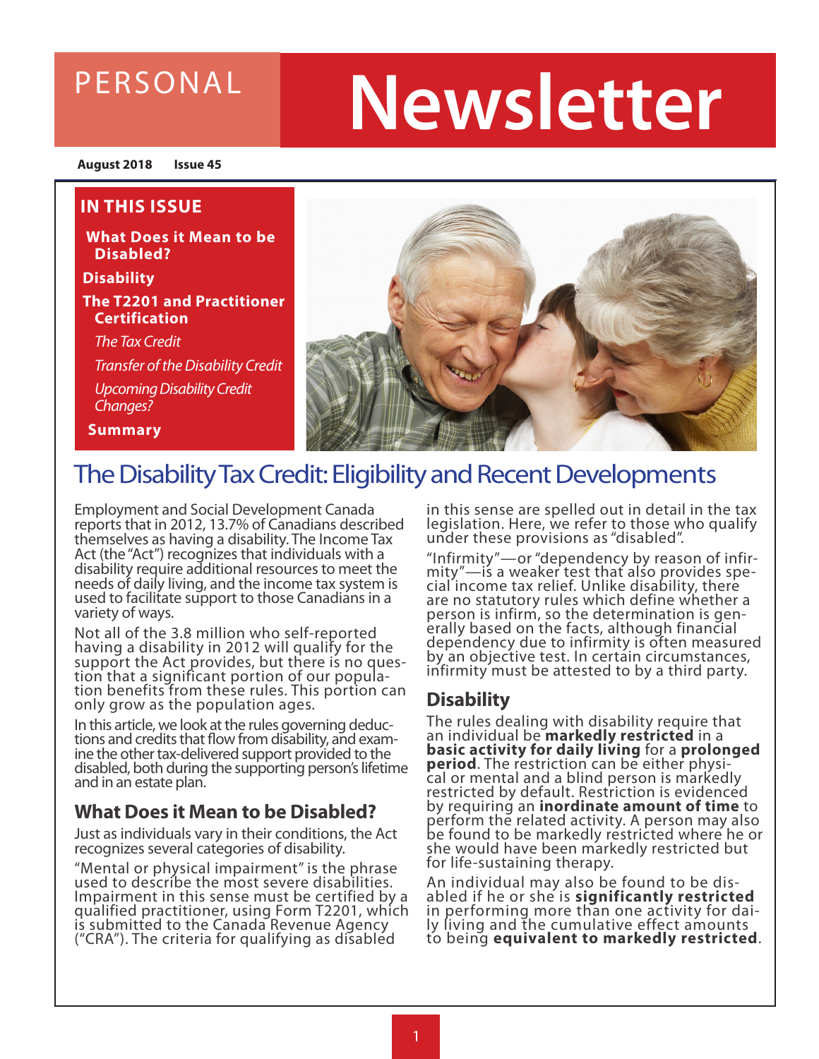# PERSONAL Newsletter

**August 2018 Issue 45**

## IN THIS ISSUE

**What Does it Mean to be Disabled?**

**Disability**

**The T2201 and Practitioner Certification**

*The Tax Credit*

*Transfer of the Disability Credit*

*Upcoming Disability Credit Changes?*

**Summary**

# The Disability Tax Credit: Eligibility and Recent Developments

Employment and Social Development Canada reports that in 2012, 13.7% of Canadians described themselves as having a disability. The Income Tax Act (the "Act") recognizes that individuals with a disability require additional resources to meet the needs of daily living, and the income tax system is used to facilitate support to those Canadians in a variety of ways.

Not all of the 3.8 million who self-reported having a disability in 2012 will qualify for the support the Act provides, but there is no question that a significant portion of our population benefits from these rules. This portion can only grow as the population ages.

In this article, we look at the rules governing deductions and credits that flow from disability, and examine the other tax-delivered support provided to the disabled, both during the supporting person's lifetime and in an estate plan.

## What Does it Mean to be Disabled?

Just as individuals vary in their conditions, the Act recognizes several categories of disability.

"Mental or physical impairment" is the phrase used to describe the most severe disabilities. Impairment in this sense must be certified by a qualified practitioner, using Form T2201, which is submitted to the Canada Revenue Agency ("CRA"). The criteria for qualifying as disabled in this sense are spelled out in detail in the tax legislation. Here, we refer to those who qualify under these provisions as "disabled".

"Infirmity"—or "dependency by reason of infirmity"—is a weaker test that also provides special income tax relief. Unlike disability, there are no statutory rules which define whether a person is infirm, so the determination is generally based on the facts, although financial dependency due to infirmity is often measured by an objective test. In certain circumstances, infirmity must be attested to by a third party.

## Disability

The rules dealing with disability require that an individual be **markedly restricted** in a **basic activity for daily living** for a **prolonged period**. The restriction can be either physical or mental and a blind person is markedly restricted by default. Restriction is evidenced by requiring an **inordinate amount of time** to perform the related activity. A person may also be found to be markedly restricted where he or she would have been markedly restricted but for life-sustaining therapy.

An individual may also be found to be disabled if he or she is **significantly restricted** in performing more than one activity for daily living and the cumulative effect amounts to being **equivalent to markedly restricted**.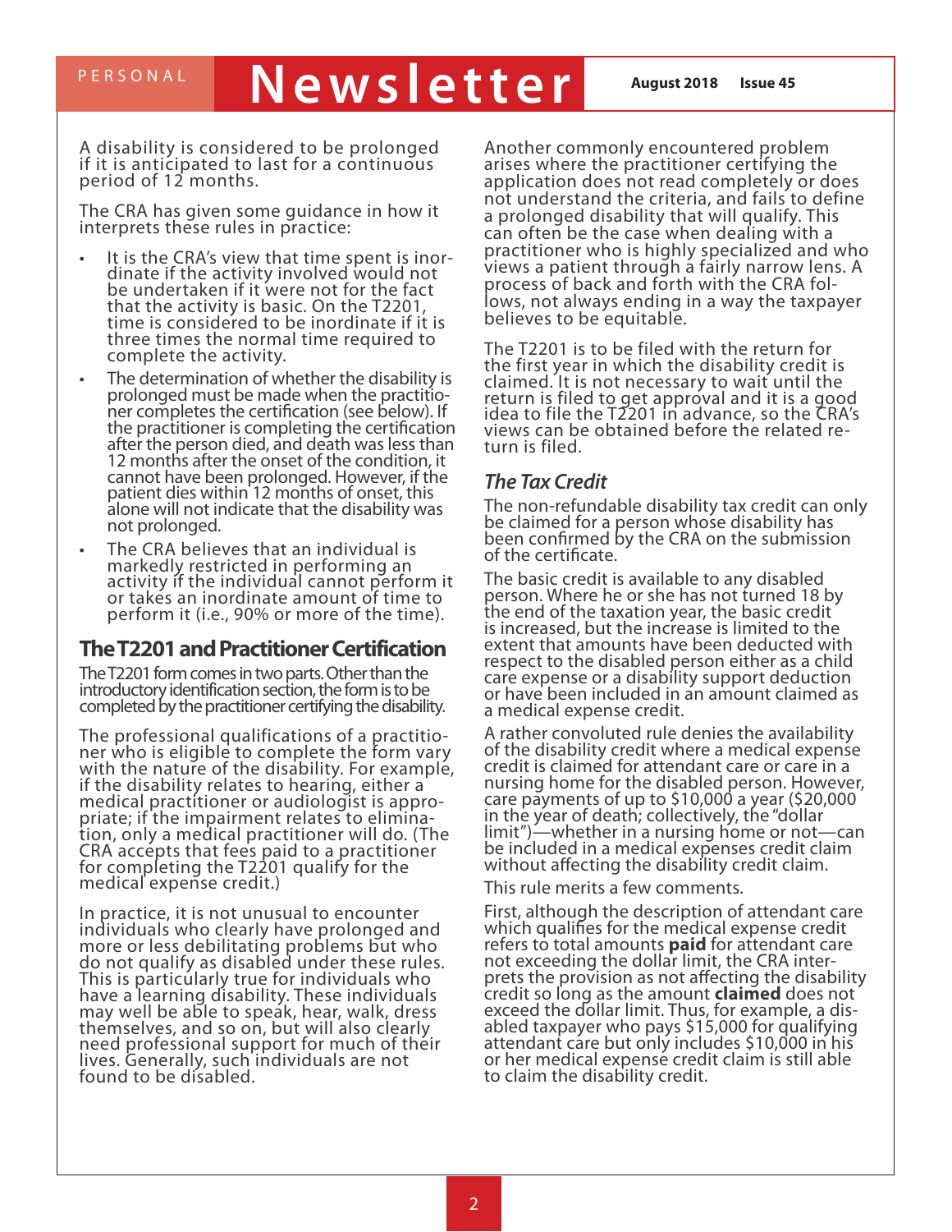A disability is considered to be prolonged if it is anticipated to last for a continuous period of 12 months.

The CRA has given some guidance in how it interprets these rules in practice:

- It is the CRA's view that time spent is inordinate if the activity involved would not be undertaken if it were not for the fact that the activity is basic. On the T2201, time is considered to be inordinate if it is three times the normal time required to complete the activity.
- The determination of whether the disability is prolonged must be made when the practitioner completes the certification (see below). If the practitioner is completing the certification after the person died, and death was less than 12 months after the onset of the condition, it cannot have been prolonged. However, if the patient dies within 12 months of onset, this alone will not indicate that the disability was not prolonged.
- The CRA believes that an individual is markedly restricted in performing an activity if the individual cannot perform it or takes an inordinate amount of time to perform it (i.e., 90% or more of the time).

## The T2201 and Practitioner Certification

The T2201 form comes in two parts. Other than the introductory identification section, the form is to be completed by the practitioner certifying the disability.

The professional qualifications of a practitioner who is eligible to complete the form vary with the nature of the disability. For example, if the disability relates to hearing, either a medical practitioner or audiologist is appropriate; if the impairment relates to elimination, only a medical practitioner will do. (The CRA accepts that fees paid to a practitioner for completing the T2201 qualify for the medical expense credit.)

In practice, it is not unusual to encounter individuals who clearly have prolonged and more or less debilitating problems but who do not qualify as disabled under these rules. This is particularly true for individuals who have a learning disability. These individuals may well be able to speak, hear, walk, dress themselves, and so on, but will also clearly need professional support for much of their lives. Generally, such individuals are not found to be disabled.

Another commonly encountered problem arises where the practitioner certifying the application does not read completely or does not understand the criteria, and fails to define a prolonged disability that will qualify. This can often be the case when dealing with a practitioner who is highly specialized and who views a patient through a fairly narrow lens. A process of back and forth with the CRA follows, not always ending in a way the taxpayer believes to be equitable.

The T2201 is to be filed with the return for the first year in which the disability credit is claimed. It is not necessary to wait until the return is filed to get approval and it is a good idea to file the T2201 in advance, so the CRA's views can be obtained before the related return is filed.

### *The Tax Credit*

The non-refundable disability tax credit can only be claimed for a person whose disability has been confirmed by the CRA on the submission of the certificate.

The basic credit is available to any disabled person. Where he or she has not turned 18 by the end of the taxation year, the basic credit is increased, but the increase is limited to the extent that amounts have been deducted with respect to the disabled person either as a child care expense or a disability support deduction or have been included in an amount claimed as a medical expense credit.

A rather convoluted rule denies the availability of the disability credit where a medical expense credit is claimed for attendant care or care in a nursing home for the disabled person. However, care payments of up to $10,000 a year ($20,000 in the year of death; collectively, the "dollar limit")—whether in a nursing home or not—can be included in a medical expenses credit claim without affecting the disability credit claim.

This rule merits a few comments.

First, although the description of attendant care which qualifies for the medical expense credit refers to total amounts **paid** for attendant care not exceeding the dollar limit, the CRA interprets the provision as not affecting the disability credit so long as the amount **claimed** does not exceed the dollar limit. Thus, for example, a disabled taxpayer who pays $15,000 for qualifying attendant care but only includes $10,000 in his or her medical expense credit claim is still able to claim the disability credit.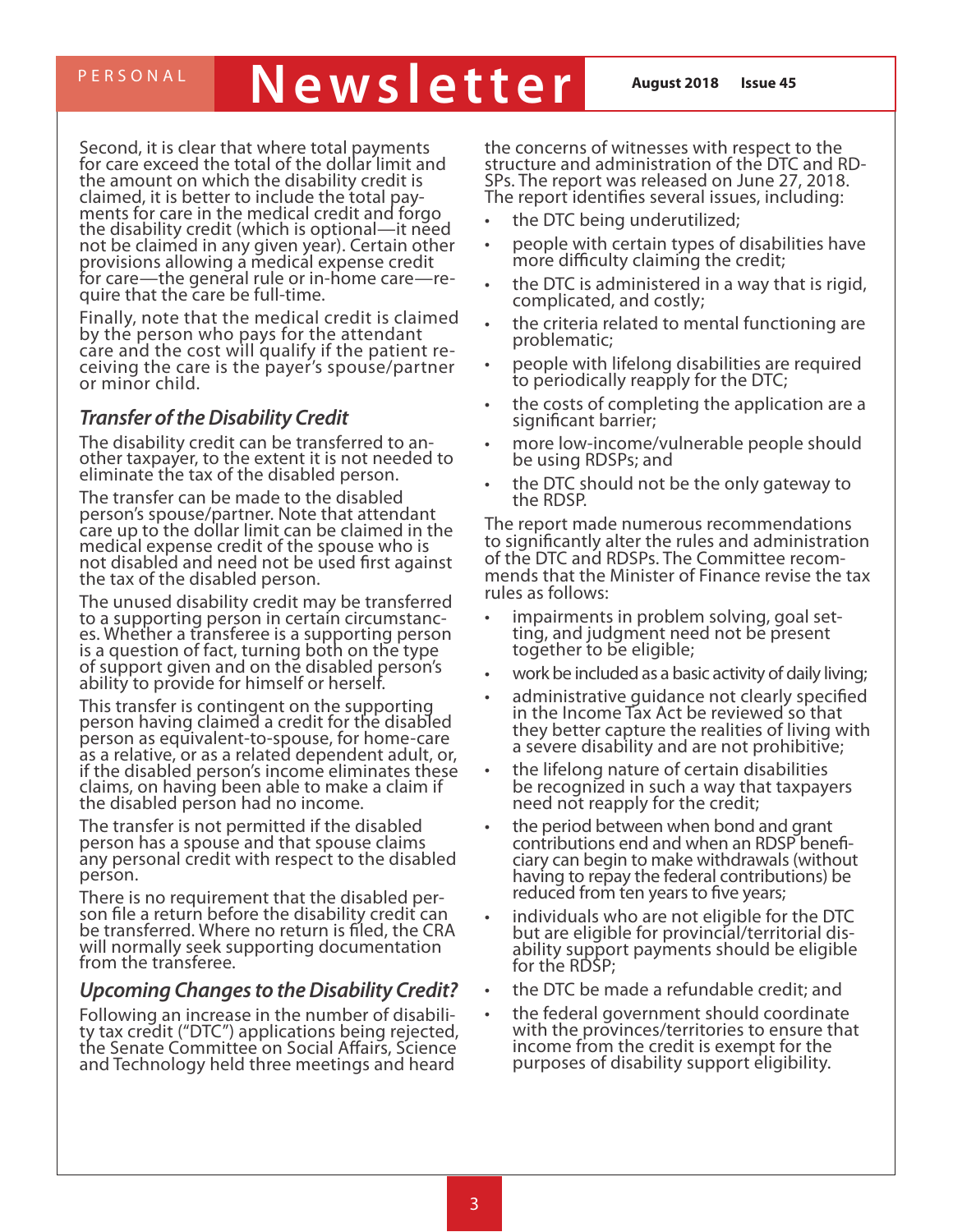Second, it is clear that where total payments for care exceed the total of the dollar limit and the amount on which the disability credit is claimed, it is better to include the total payments for care in the medical credit and forgo the disability credit (which is optional—it need not be claimed in any given year). Certain other provisions allowing a medical expense credit for care—the general rule or in-home care—require that the care be full-time.

Finally, note that the medical credit is claimed by the person who pays for the attendant care and the cost will qualify if the patient receiving the care is the payer's spouse/partner or minor child.

### *Transfer of the Disability Credit*

The disability credit can be transferred to another taxpayer, to the extent it is not needed to eliminate the tax of the disabled person.

The transfer can be made to the disabled person's spouse/partner. Note that attendant care up to the dollar limit can be claimed in the medical expense credit of the spouse who is not disabled and need not be used first against the tax of the disabled person.

The unused disability credit may be transferred to a supporting person in certain circumstances. Whether a transferee is a supporting person is a question of fact, turning both on the type of support given and on the disabled person's ability to provide for himself or herself.

This transfer is contingent on the supporting person having claimed a credit for the disabled person as equivalent-to-spouse, for home-care as a relative, or as a related dependent adult, or, if the disabled person's income eliminates these claims, on having been able to make a claim if the disabled person had no income.

The transfer is not permitted if the disabled person has a spouse and that spouse claims any personal credit with respect to the disabled person.

There is no requirement that the disabled person file a return before the disability credit can be transferred. Where no return is filed, the CRA will normally seek supporting documentation from the transferee.

### *Upcoming Changes to the Disability Credit?*

Following an increase in the number of disability tax credit ("DTC") applications being rejected, the Senate Committee on Social Affairs, Science and Technology held three meetings and heard the concerns of witnesses with respect to the structure and administration of the DTC and RDSPs. The report was released on June 27, 2018. The report identifies several issues, including:

- the DTC being underutilized;
- people with certain types of disabilities have more difficulty claiming the credit;
- the DTC is administered in a way that is rigid, complicated, and costly;
- the criteria related to mental functioning are problematic;
- people with lifelong disabilities are required to periodically reapply for the DTC;
- the costs of completing the application are a significant barrier;
- more low-income/vulnerable people should be using RDSPs; and
- the DTC should not be the only gateway to the RDSP.

The report made numerous recommendations to significantly alter the rules and administration of the DTC and RDSPs. The Committee recommends that the Minister of Finance revise the tax rules as follows:

- impairments in problem solving, goal setting, and judgment need not be present together to be eligible;
- work be included as a basic activity of daily living;
- administrative guidance not clearly specified in the Income Tax Act be reviewed so that they better capture the realities of living with a severe disability and are not prohibitive;
- the lifelong nature of certain disabilities be recognized in such a way that taxpayers need not reapply for the credit;
- the period between when bond and grant contributions end and when an RDSP beneficiary can begin to make withdrawals (without having to repay the federal contributions) be reduced from ten years to five years;
- individuals who are not eligible for the DTC but are eligible for provincial/territorial disability support payments should be eligible for the RDSP;
- the DTC be made a refundable credit; and
- the federal government should coordinate with the provinces/territories to ensure that income from the credit is exempt for the purposes of disability support eligibility.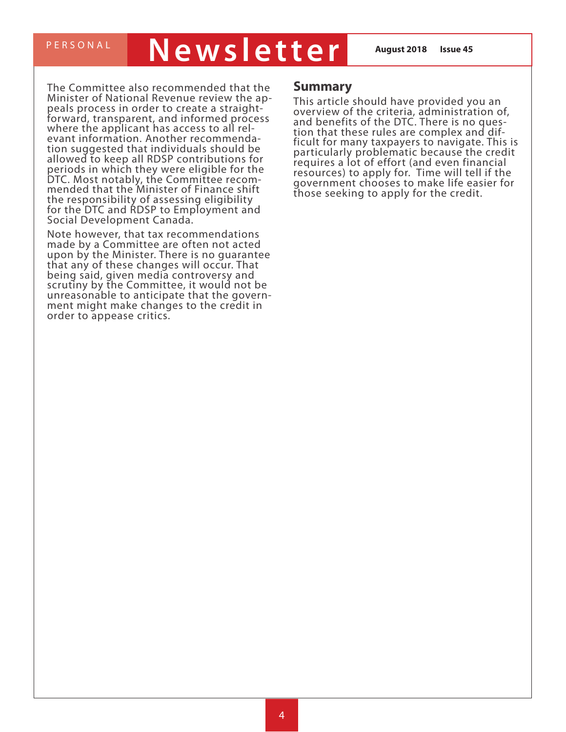The Committee also recommended that the Minister of National Revenue review the appeals process in order to create a straightforward, transparent, and informed process where the applicant has access to all relevant information. Another recommendation suggested that individuals should be allowed to keep all RDSP contributions for periods in which they were eligible for the DTC. Most notably, the Committee recommended that the Minister of Finance shift the responsibility of assessing eligibility for the DTC and RDSP to Employment and Social Development Canada.

Note however, that tax recommendations made by a Committee are often not acted upon by the Minister. There is no guarantee that any of these changes will occur. That being said, given media controversy and scrutiny by the Committee, it would not be unreasonable to anticipate that the government might make changes to the credit in order to appease critics.

## Summary

This article should have provided you an overview of the criteria, administration of, and benefits of the DTC. There is no question that these rules are complex and difficult for many taxpayers to navigate. This is particularly problematic because the credit requires a lot of effort (and even financial resources) to apply for. Time will tell if the government chooses to make life easier for those seeking to apply for the credit.